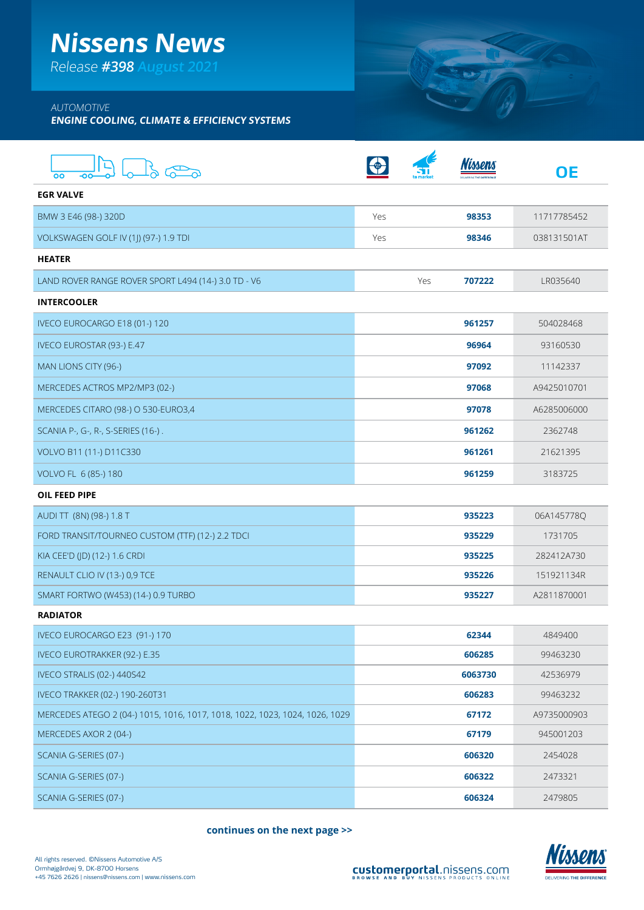# Nissens News

*Release **#398** August 2021*

*AUTOMOTIVE*
***ENGINE COOLING, CLIMATE & EFFICIENCY SYSTEMS***

| | | | Nissens | OE |
|---|---|---|---|---|
| **EGR VALVE** | | | | |
| BMW 3 E46 (98-) 320D | Yes | | **98353** | 11717785452 |
| VOLKSWAGEN GOLF IV (1J) (97-) 1.9 TDI | Yes | | **98346** | 038131501AT |
| **HEATER** | | | | |
| LAND ROVER RANGE ROVER SPORT L494 (14-) 3.0 TD - V6 | | Yes | **707222** | LR035640 |
| **INTERCOOLER** | | | | |
| IVECO EUROCARGO E18 (01-) 120 | | | **961257** | 504028468 |
| IVECO EUROSTAR (93-) E.47 | | | **96964** | 93160530 |
| MAN LIONS CITY (96-) | | | **97092** | 11142337 |
| MERCEDES ACTROS MP2/MP3 (02-) | | | **97068** | A9425010701 |
| MERCEDES CITARO (98-) O 530-EURO3,4 | | | **97078** | A6285006000 |
| SCANIA P-, G-, R-, S-SERIES (16-) . | | | **961262** | 2362748 |
| VOLVO B11 (11-) D11C330 | | | **961261** | 21621395 |
| VOLVO FL 6 (85-) 180 | | | **961259** | 3183725 |
| **OIL FEED PIPE** | | | | |
| AUDI TT (8N) (98-) 1.8 T | | | **935223** | 06A145778Q |
| FORD TRANSIT/TOURNEO CUSTOM (TTF) (12-) 2.2 TDCI | | | **935229** | 1731705 |
| KIA CEE'D (JD) (12-) 1.6 CRDI | | | **935225** | 282412A730 |
| RENAULT CLIO IV (13-) 0,9 TCE | | | **935226** | 151921134R |
| SMART FORTWO (W453) (14-) 0.9 TURBO | | | **935227** | A2811870001 |
| **RADIATOR** | | | | |
| IVECO EUROCARGO E23 (91-) 170 | | | **62344** | 4849400 |
| IVECO EUROTRAKKER (92-) E.35 | | | **606285** | 99463230 |
| IVECO STRALIS (02-) 440S42 | | | **6063730** | 42536979 |
| IVECO TRAKKER (02-) 190-260T31 | | | **606283** | 99463232 |
| MERCEDES ATEGO 2 (04-) 1015, 1016, 1017, 1018, 1022, 1023, 1024, 1026, 1029 | | | **67172** | A9735000903 |
| MERCEDES AXOR 2 (04-) | | | **67179** | 945001203 |
| SCANIA G-SERIES (07-) | | | **606320** | 2454028 |
| SCANIA G-SERIES (07-) | | | **606322** | 2473321 |
| SCANIA G-SERIES (07-) | | | **606324** | 2479805 |

**continues on the next page >>**

All rights reserved. ©Nissens Automotive A/S
Ormhøjgårdvej 9, DK-8700 Horsens
+45 7626 2626 | nissens@nissens.com | www.nissens.com

**customerportal**.nissens.com
BROWSE AND BUY NISSENS PRODUCTS ONLINE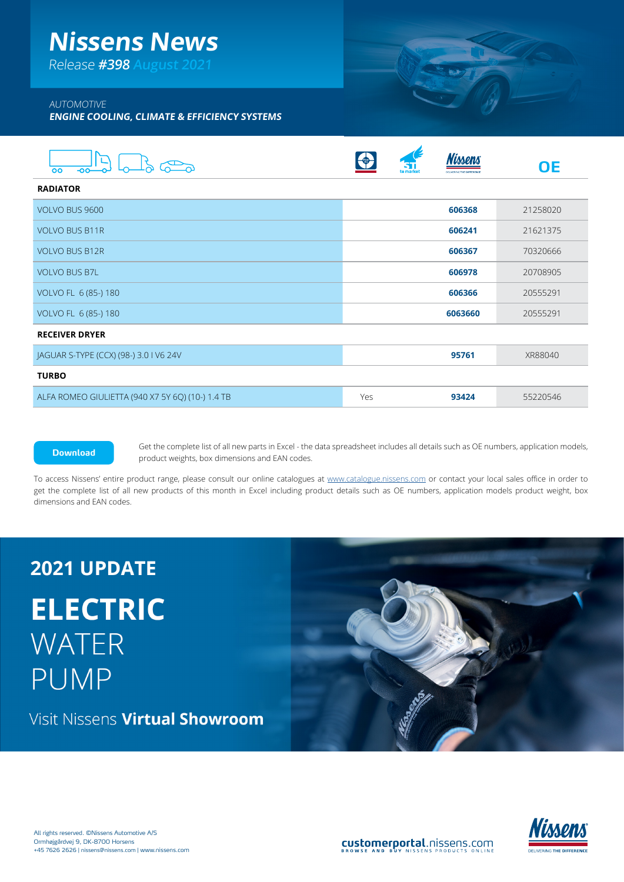# Nissens News

*Release **#398** August 2021*

*AUTOMOTIVE*
***ENGINE COOLING, CLIMATE & EFFICIENCY SYSTEMS***

| | | Nissens | OE |
|---|---|---|---|
| **RADIATOR** | | | |
| VOLVO BUS 9600 | | **606368** | 21258020 |
| VOLVO BUS B11R | | **606241** | 21621375 |
| VOLVO BUS B12R | | **606367** | 70320666 |
| VOLVO BUS B7L | | **606978** | 20708905 |
| VOLVO FL 6 (85-) 180 | | **606366** | 20555291 |
| VOLVO FL 6 (85-) 180 | | **6063660** | 20555291 |
| **RECEIVER DRYER** | | | |
| JAGUAR S-TYPE (CCX) (98-) 3.0 I V6 24V | | **95761** | XR88040 |
| **TURBO** | | | |
| ALFA ROMEO GIULIETTA (940 X7 5Y 6Q) (10-) 1.4 TB | Yes | **93424** | 55220546 |

**Download**

Get the complete list of all new parts in Excel - the data spreadsheet includes all details such as OE numbers, application models, product weights, box dimensions and EAN codes.

To access Nissens' entire product range, please consult our online catalogues at www.catalogue.nissens.com or contact your local sales office in order to get the complete list of all new products of this month in Excel including product details such as OE numbers, application models product weight, box dimensions and EAN codes.

## 2021 UPDATE

# ELECTRIC WATER PUMP

Visit Nissens **Virtual Showroom**

All rights reserved. ©Nissens Automotive A/S
Ormhøjgårdvej 9, DK-8700 Horsens
+45 7626 2626 | nissens@nissens.com | www.nissens.com

**customerportal**.nissens.com
BROWSE AND BUY NISSENS PRODUCTS ONLINE

Nissens
DELIVERING THE DIFFERENCE